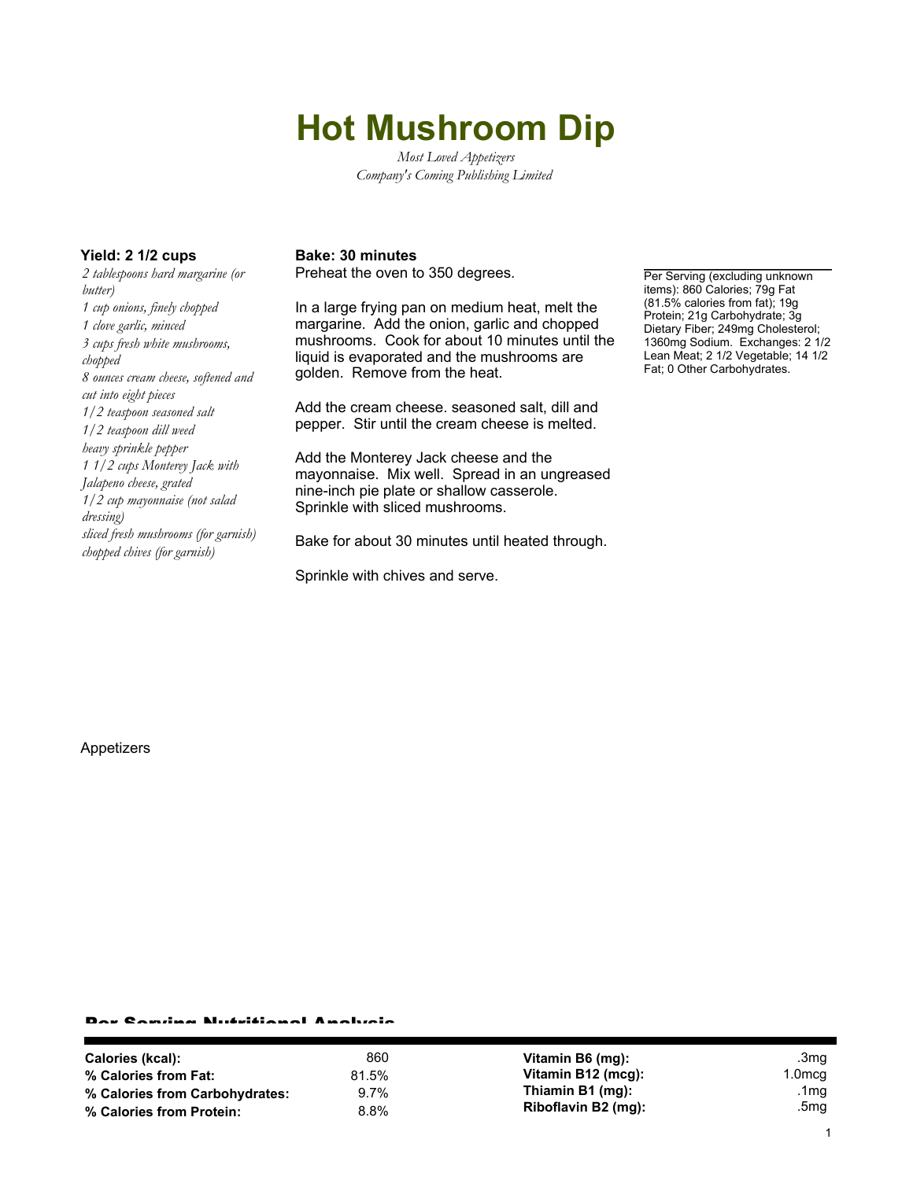# Hot Mushroom Dip

*Most Loved Appetizers*
*Company's Coming Publishing Limited*

**Yield: 2 1/2 cups**

*2 tablespoons hard margarine (or butter)*
*1 cup onions, finely chopped*
*1 clove garlic, minced*
*3 cups fresh white mushrooms, chopped*
*8 ounces cream cheese, softened and cut into eight pieces*
*1/2 teaspoon seasoned salt*
*1/2 teaspoon dill weed*
*heavy sprinkle pepper*
*1 1/2 cups Monterey Jack with Jalapeno cheese, grated*
*1/2 cup mayonnaise (not salad dressing)*
*sliced fresh mushrooms (for garnish)*
*chopped chives (for garnish)*

**Bake: 30 minutes**

Preheat the oven to 350 degrees.

In a large frying pan on medium heat, melt the margarine. Add the onion, garlic and chopped mushrooms. Cook for about 10 minutes until the liquid is evaporated and the mushrooms are golden. Remove from the heat.

Add the cream cheese. seasoned salt, dill and pepper. Stir until the cream cheese is melted.

Add the Monterey Jack cheese and the mayonnaise. Mix well. Spread in an ungreased nine-inch pie plate or shallow casserole. Sprinkle with sliced mushrooms.

Bake for about 30 minutes until heated through.

Sprinkle with chives and serve.

Per Serving (excluding unknown items): 860 Calories; 79g Fat (81.5% calories from fat); 19g Protein; 21g Carbohydrate; 3g Dietary Fiber; 249mg Cholesterol; 1360mg Sodium. Exchanges: 2 1/2 Lean Meat; 2 1/2 Vegetable; 14 1/2 Fat; 0 Other Carbohydrates.

Appetizers

## Per Serving Nutritional Analysis

| | | | |
|---|---|---|---|
| **Calories (kcal):** | 860 | **Vitamin B6 (mg):** | .3mg |
| **% Calories from Fat:** | 81.5% | **Vitamin B12 (mcg):** | 1.0mcg |
| **% Calories from Carbohydrates:** | 9.7% | **Thiamin B1 (mg):** | .1mg |
| **% Calories from Protein:** | 8.8% | **Riboflavin B2 (mg):** | .5mg |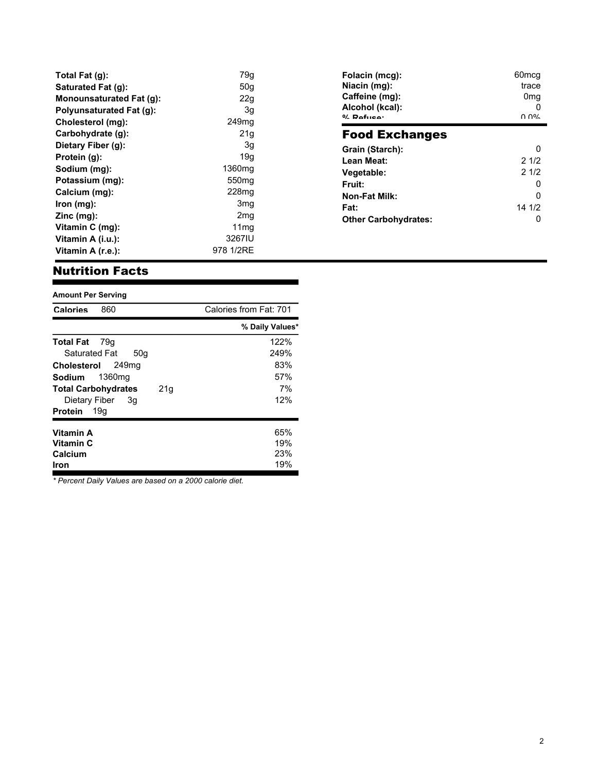| | |
|---|---|
| **Total Fat (g):** | 79g |
| **Saturated Fat (g):** | 50g |
| **Monounsaturated Fat (g):** | 22g |
| **Polyunsaturated Fat (g):** | 3g |
| **Cholesterol (mg):** | 249mg |
| **Carbohydrate (g):** | 21g |
| **Dietary Fiber (g):** | 3g |
| **Protein (g):** | 19g |
| **Sodium (mg):** | 1360mg |
| **Potassium (mg):** | 550mg |
| **Calcium (mg):** | 228mg |
| **Iron (mg):** | 3mg |
| **Zinc (mg):** | 2mg |
| **Vitamin C (mg):** | 11mg |
| **Vitamin A (i.u.):** | 3267IU |
| **Vitamin A (r.e.):** | 978 1/2RE |
| **Folacin (mcg):** | 60mcg |
| **Niacin (mg):** | trace |
| **Caffeine (mg):** | 0mg |
| **Alcohol (kcal):** | 0 |
| **% Refuse:** | 0.0% |

## Food Exchanges

| | |
|---|---|
| **Grain (Starch):** | 0 |
| **Lean Meat:** | 2 1/2 |
| **Vegetable:** | 2 1/2 |
| **Fruit:** | 0 |
| **Non-Fat Milk:** | 0 |
| **Fat:** | 14 1/2 |
| **Other Carbohydrates:** | 0 |

## Nutrition Facts

**Amount Per Serving**

| | |
|---|---|
| **Calories** 860 | Calories from Fat: 701 |
| | **% Daily Values*** |
| **Total Fat** 79g | 122% |
| Saturated Fat 50g | 249% |
| **Cholesterol** 249mg | 83% |
| **Sodium** 1360mg | 57% |
| **Total Carbohydrates** 21g | 7% |
| Dietary Fiber 3g | 12% |
| **Protein** 19g | |
| **Vitamin A** | 65% |
| **Vitamin C** | 19% |
| **Calcium** | 23% |
| **Iron** | 19% |

*\* Percent Daily Values are based on a 2000 calorie diet.*